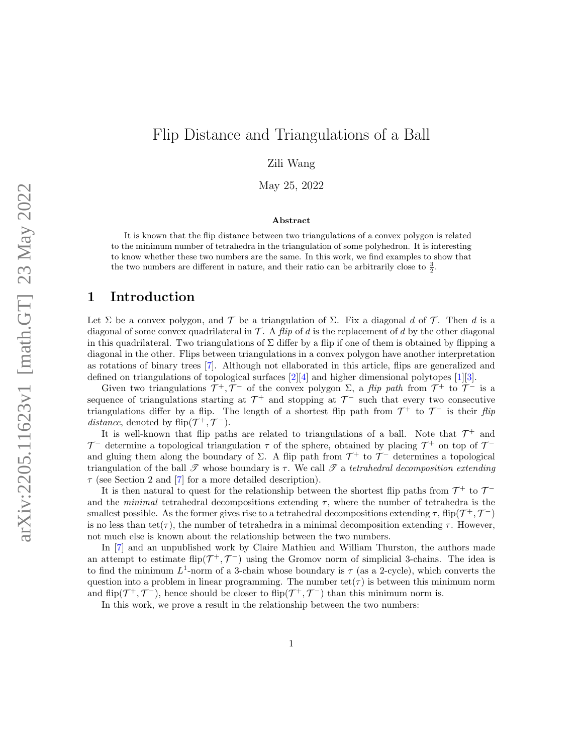# Flip Distance and Triangulations of a Ball

Zili Wang

May 25, 2022

### Abstract

It is known that the flip distance between two triangulations of a convex polygon is related to the minimum number of tetrahedra in the triangulation of some polyhedron. It is interesting to know whether these two numbers are the same. In this work, we find examples to show that the two numbers are different in nature, and their ratio can be arbitrarily close to $\frac{3}{2}$.

## 1 Introduction

Let $\Sigma$ be a convex polygon, and $\mathcal{T}$ be a triangulation of $\Sigma$. Fix a diagonal $d$ of $\mathcal{T}$. Then $d$ is a diagonal of some convex quadrilateral in $\mathcal{T}$. A *flip* of $d$ is the replacement of $d$ by the other diagonal in this quadrilateral. Two triangulations of $\Sigma$ differ by a flip if one of them is obtained by flipping a diagonal in the other. Flips between triangulations in a convex polygon have another interpretation as rotations of binary trees [7]. Although not ellaborated in this article, flips are generalized and defined on triangulations of topological surfaces [2][4] and higher dimensional polytopes [1][3].

Given two triangulations $\mathcal{T}^+, \mathcal{T}^-$ of the convex polygon $\Sigma$, a *flip path* from $\mathcal{T}^+$ to $\mathcal{T}^-$ is a sequence of triangulations starting at $\mathcal{T}^+$ and stopping at $\mathcal{T}^-$ such that every two consecutive triangulations differ by a flip. The length of a shortest flip path from $\mathcal{T}^+$ to $\mathcal{T}^-$ is their *flip distance*, denoted by $\text{flip}(\mathcal{T}^+, \mathcal{T}^-)$.

It is well-known that flip paths are related to triangulations of a ball. Note that $\mathcal{T}^+$ and $\mathcal{T}^-$ determine a topological triangulation $\tau$ of the sphere, obtained by placing $\mathcal{T}^+$ on top of $\mathcal{T}^-$ and gluing them along the boundary of $\Sigma$. A flip path from $\mathcal{T}^+$ to $\mathcal{T}^-$ determines a topological triangulation of the ball $\mathscr{T}$ whose boundary is $\tau$. We call $\mathscr{T}$ a *tetrahedral decomposition extending* $\tau$ (see Section 2 and [7] for a more detailed description).

It is then natural to quest for the relationship between the shortest flip paths from $\mathcal{T}^+$ to $\mathcal{T}^-$ and the *minimal* tetrahedral decompositions extending $\tau$, where the number of tetrahedra is the smallest possible. As the former gives rise to a tetrahedral decompositions extending $\tau$, $\text{flip}(\mathcal{T}^+, \mathcal{T}^-)$ is no less than $\text{tet}(\tau)$, the number of tetrahedra in a minimal decomposition extending $\tau$. However, not much else is known about the relationship between the two numbers.

In [7] and an unpublished work by Claire Mathieu and William Thurston, the authors made an attempt to estimate $\text{flip}(\mathcal{T}^+, \mathcal{T}^-)$ using the Gromov norm of simplicial 3-chains. The idea is to find the minimum $L^1$-norm of a 3-chain whose boundary is $\tau$ (as a 2-cycle), which converts the question into a problem in linear programming. The number $\text{tet}(\tau)$ is between this minimum norm and $\text{flip}(\mathcal{T}^+, \mathcal{T}^-)$, hence should be closer to $\text{flip}(\mathcal{T}^+, \mathcal{T}^-)$ than this minimum norm is.

In this work, we prove a result in the relationship between the two numbers: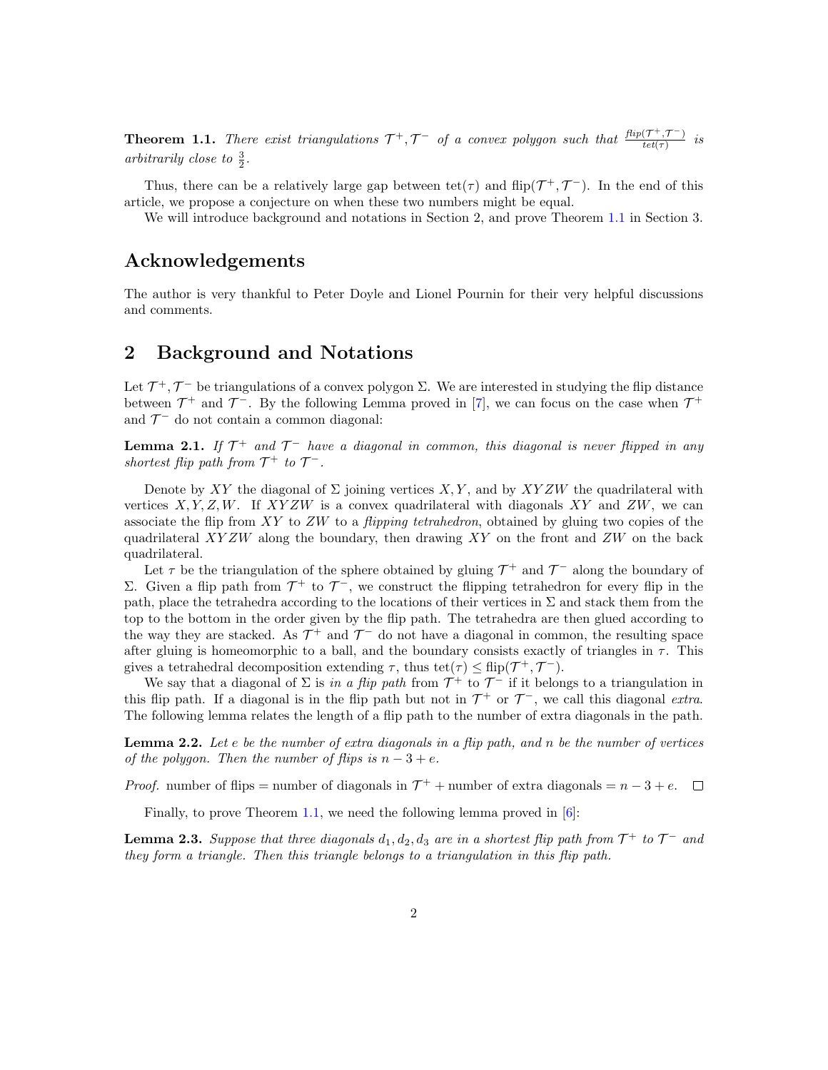**Theorem 1.1.** *There exist triangulations $\mathcal{T}^+, \mathcal{T}^-$ of a convex polygon such that $\frac{flip(\mathcal{T}^+,\mathcal{T}^-)}{tet(\tau)}$ is arbitrarily close to $\frac{3}{2}$.*

Thus, there can be a relatively large gap between $\text{tet}(\tau)$ and $\text{flip}(\mathcal{T}^+, \mathcal{T}^-)$. In the end of this article, we propose a conjecture on when these two numbers might be equal.

We will introduce background and notations in Section 2, and prove Theorem 1.1 in Section 3.

## Acknowledgements

The author is very thankful to Peter Doyle and Lionel Pournin for their very helpful discussions and comments.

## 2 Background and Notations

Let $\mathcal{T}^+, \mathcal{T}^-$ be triangulations of a convex polygon $\Sigma$. We are interested in studying the flip distance between $\mathcal{T}^+$ and $\mathcal{T}^-$. By the following Lemma proved in [7], we can focus on the case when $\mathcal{T}^+$ and $\mathcal{T}^-$ do not contain a common diagonal:

**Lemma 2.1.** *If $\mathcal{T}^+$ and $\mathcal{T}^-$ have a diagonal in common, this diagonal is never flipped in any shortest flip path from $\mathcal{T}^+$ to $\mathcal{T}^-$.*

Denote by $XY$ the diagonal of $\Sigma$ joining vertices $X, Y$, and by $XYZW$ the quadrilateral with vertices $X, Y, Z, W$. If $XYZW$ is a convex quadrilateral with diagonals $XY$ and $ZW$, we can associate the flip from $XY$ to $ZW$ to a *flipping tetrahedron*, obtained by gluing two copies of the quadrilateral $XYZW$ along the boundary, then drawing $XY$ on the front and $ZW$ on the back quadrilateral.

Let $\tau$ be the triangulation of the sphere obtained by gluing $\mathcal{T}^+$ and $\mathcal{T}^-$ along the boundary of $\Sigma$. Given a flip path from $\mathcal{T}^+$ to $\mathcal{T}^-$, we construct the flipping tetrahedron for every flip in the path, place the tetrahedra according to the locations of their vertices in $\Sigma$ and stack them from the top to the bottom in the order given by the flip path. The tetrahedra are then glued according to the way they are stacked. As $\mathcal{T}^+$ and $\mathcal{T}^-$ do not have a diagonal in common, the resulting space after gluing is homeomorphic to a ball, and the boundary consists exactly of triangles in $\tau$. This gives a tetrahedral decomposition extending $\tau$, thus $\text{tet}(\tau) \leq \text{flip}(\mathcal{T}^+, \mathcal{T}^-)$.

We say that a diagonal of $\Sigma$ is *in a flip path* from $\mathcal{T}^+$ to $\mathcal{T}^-$ if it belongs to a triangulation in this flip path. If a diagonal is in the flip path but not in $\mathcal{T}^+$ or $\mathcal{T}^-$, we call this diagonal *extra*. The following lemma relates the length of a flip path to the number of extra diagonals in the path.

**Lemma 2.2.** *Let $e$ be the number of extra diagonals in a flip path, and $n$ be the number of vertices of the polygon. Then the number of flips is $n - 3 + e$.*

*Proof.* number of flips = number of diagonals in $\mathcal{T}^+$ + number of extra diagonals = $n - 3 + e$. $\square$

Finally, to prove Theorem 1.1, we need the following lemma proved in [6]:

**Lemma 2.3.** *Suppose that three diagonals $d_1, d_2, d_3$ are in a shortest flip path from $\mathcal{T}^+$ to $\mathcal{T}^-$ and they form a triangle. Then this triangle belongs to a triangulation in this flip path.*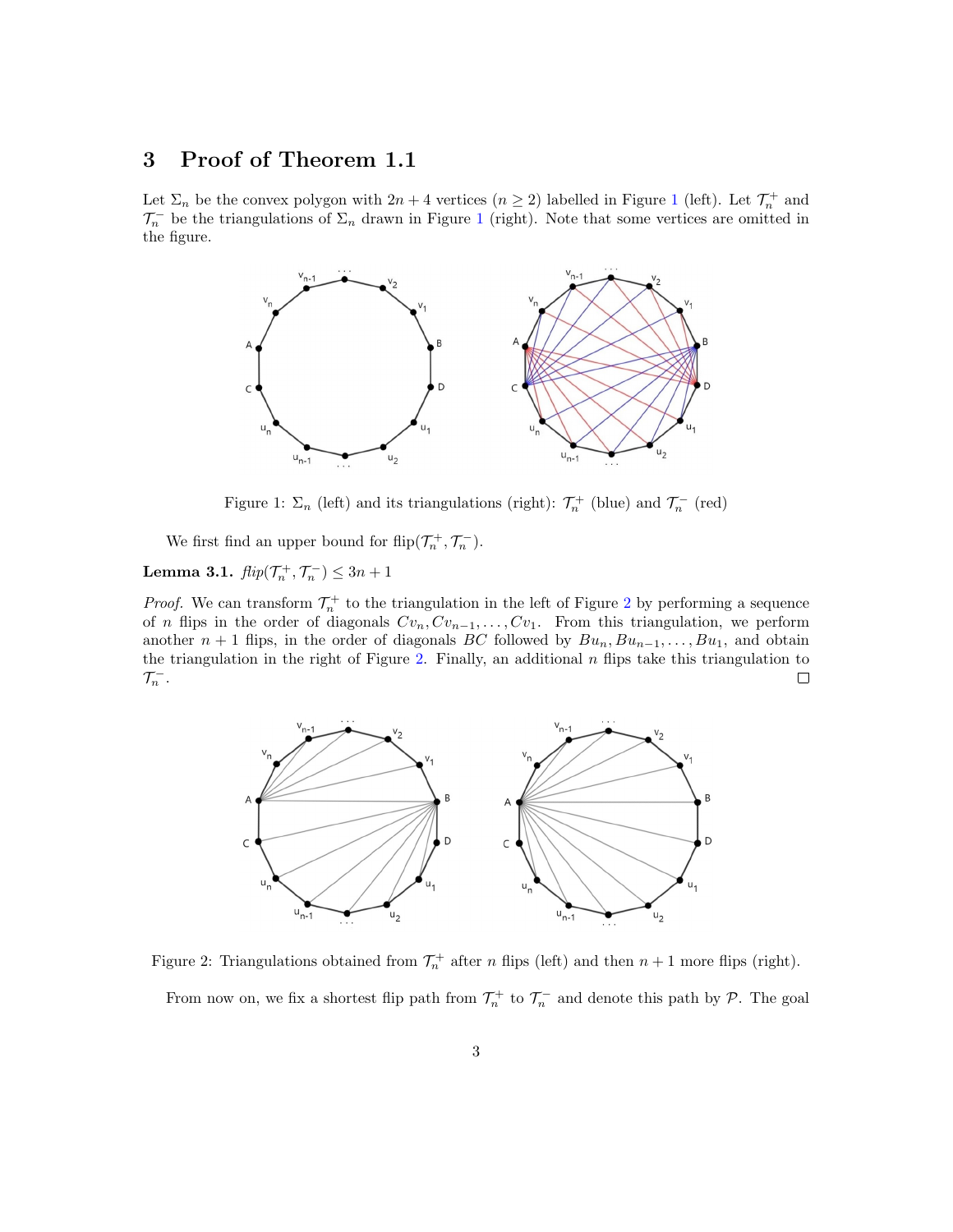## 3 Proof of Theorem 1.1

Let $\Sigma_n$ be the convex polygon with $2n+4$ vertices ($n \geq 2$) labelled in Figure 1 (left). Let $\mathcal{T}_n^+$ and $\mathcal{T}_n^-$ be the triangulations of $\Sigma_n$ drawn in Figure 1 (right). Note that some vertices are omitted in the figure.

Figure 1: $\Sigma_n$ (left) and its triangulations (right): $\mathcal{T}_n^+$ (blue) and $\mathcal{T}_n^-$ (red)

We first find an upper bound for $\text{flip}(\mathcal{T}_n^+, \mathcal{T}_n^-)$.

**Lemma 3.1.** *flip*$(\mathcal{T}_n^+, \mathcal{T}_n^-) \leq 3n+1$

*Proof.* We can transform $\mathcal{T}_n^+$ to the triangulation in the left of Figure 2 by performing a sequence of $n$ flips in the order of diagonals $Cv_n, Cv_{n-1}, \ldots, Cv_1$. From this triangulation, we perform another $n+1$ flips, in the order of diagonals $BC$ followed by $Bu_n, Bu_{n-1}, \ldots, Bu_1$, and obtain the triangulation in the right of Figure 2. Finally, an additional $n$ flips take this triangulation to $\mathcal{T}_n^-$. □

Figure 2: Triangulations obtained from $\mathcal{T}_n^+$ after $n$ flips (left) and then $n+1$ more flips (right).

From now on, we fix a shortest flip path from $\mathcal{T}_n^+$ to $\mathcal{T}_n^-$ and denote this path by $\mathcal{P}$. The goal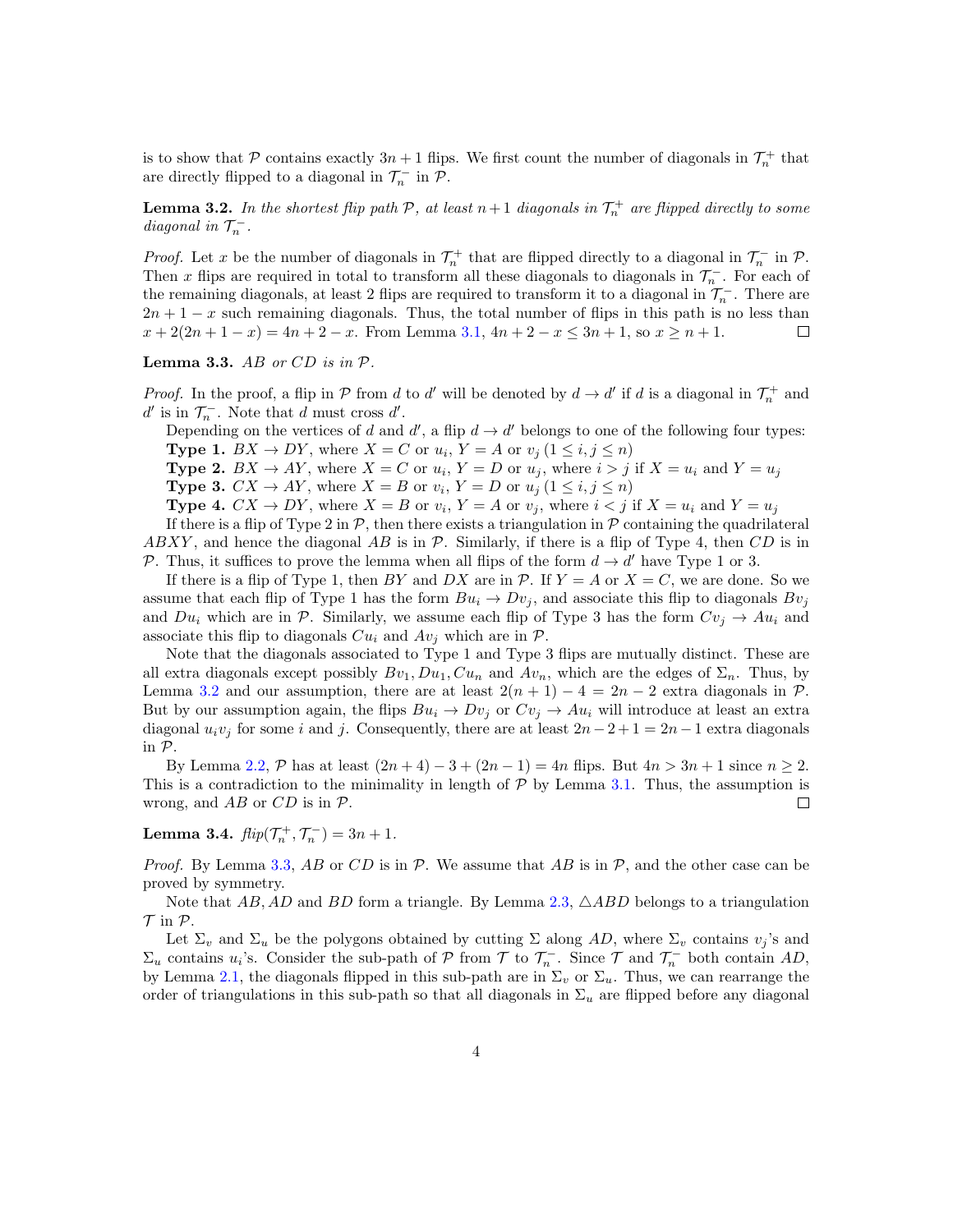is to show that $\mathcal{P}$ contains exactly $3n+1$ flips. We first count the number of diagonals in $\mathcal{T}_n^+$ that are directly flipped to a diagonal in $\mathcal{T}_n^-$ in $\mathcal{P}$.

**Lemma 3.2.** *In the shortest flip path $\mathcal{P}$, at least $n+1$ diagonals in $\mathcal{T}_n^+$ are flipped directly to some diagonal in $\mathcal{T}_n^-$.*

*Proof.* Let $x$ be the number of diagonals in $\mathcal{T}_n^+$ that are flipped directly to a diagonal in $\mathcal{T}_n^-$ in $\mathcal{P}$. Then $x$ flips are required in total to transform all these diagonals to diagonals in $\mathcal{T}_n^-$. For each of the remaining diagonals, at least 2 flips are required to transform it to a diagonal in $\mathcal{T}_n^-$. There are $2n+1-x$ such remaining diagonals. Thus, the total number of flips in this path is no less than $x + 2(2n+1-x) = 4n+2-x$. From Lemma 3.1, $4n+2-x \leq 3n+1$, so $x \geq n+1$. □

**Lemma 3.3.** *$AB$ or $CD$ is in $\mathcal{P}$.*

*Proof.* In the proof, a flip in $\mathcal{P}$ from $d$ to $d'$ will be denoted by $d \to d'$ if $d$ is a diagonal in $\mathcal{T}_n^+$ and $d'$ is in $\mathcal{T}_n^-$. Note that $d$ must cross $d'$.

Depending on the vertices of $d$ and $d'$, a flip $d \to d'$ belongs to one of the following four types:

**Type 1.** $BX \to DY$, where $X = C$ or $u_i$, $Y = A$ or $v_j$ $(1 \leq i, j \leq n)$

**Type 2.** $BX \to AY$, where $X = C$ or $u_i$, $Y = D$ or $u_j$, where $i > j$ if $X = u_i$ and $Y = u_j$

**Type 3.** $CX \to AY$, where $X = B$ or $v_i$, $Y = D$ or $u_j$ $(1 \leq i, j \leq n)$

**Type 4.** $CX \to DY$, where $X = B$ or $v_i$, $Y = A$ or $v_j$, where $i < j$ if $X = u_i$ and $Y = u_j$

If there is a flip of Type 2 in $\mathcal{P}$, then there exists a triangulation in $\mathcal{P}$ containing the quadrilateral $ABXY$, and hence the diagonal $AB$ is in $\mathcal{P}$. Similarly, if there is a flip of Type 4, then $CD$ is in $\mathcal{P}$. Thus, it suffices to prove the lemma when all flips of the form $d \to d'$ have Type 1 or 3.

If there is a flip of Type 1, then $BY$ and $DX$ are in $\mathcal{P}$. If $Y = A$ or $X = C$, we are done. So we assume that each flip of Type 1 has the form $Bu_i \to Dv_j$, and associate this flip to diagonals $Bv_j$ and $Du_i$ which are in $\mathcal{P}$. Similarly, we assume each flip of Type 3 has the form $Cv_j \to Au_i$ and associate this flip to diagonals $Cu_i$ and $Av_j$ which are in $\mathcal{P}$.

Note that the diagonals associated to Type 1 and Type 3 flips are mutually distinct. These are all extra diagonals except possibly $Bv_1, Du_1, Cu_n$ and $Av_n$, which are the edges of $\Sigma_n$. Thus, by Lemma 3.2 and our assumption, there are at least $2(n+1) - 4 = 2n-2$ extra diagonals in $\mathcal{P}$. But by our assumption again, the flips $Bu_i \to Dv_j$ or $Cv_j \to Au_i$ will introduce at least an extra diagonal $u_iv_j$ for some $i$ and $j$. Consequently, there are at least $2n-2+1 = 2n-1$ extra diagonals in $\mathcal{P}$.

By Lemma 2.2, $\mathcal{P}$ has at least $(2n+4) - 3 + (2n-1) = 4n$ flips. But $4n > 3n+1$ since $n \geq 2$. This is a contradiction to the minimality in length of $\mathcal{P}$ by Lemma 3.1. Thus, the assumption is wrong, and $AB$ or $CD$ is in $\mathcal{P}$. □

**Lemma 3.4.** *$flip(\mathcal{T}_n^+, \mathcal{T}_n^-) = 3n+1$.*

*Proof.* By Lemma 3.3, $AB$ or $CD$ is in $\mathcal{P}$. We assume that $AB$ is in $\mathcal{P}$, and the other case can be proved by symmetry.

Note that $AB$, $AD$ and $BD$ form a triangle. By Lemma 2.3, $\triangle ABD$ belongs to a triangulation $\mathcal{T}$ in $\mathcal{P}$.

Let $\Sigma_v$ and $\Sigma_u$ be the polygons obtained by cutting $\Sigma$ along $AD$, where $\Sigma_v$ contains $v_j$'s and $\Sigma_u$ contains $u_i$'s. Consider the sub-path of $\mathcal{P}$ from $\mathcal{T}$ to $\mathcal{T}_n^-$. Since $\mathcal{T}$ and $\mathcal{T}_n^-$ both contain $AD$, by Lemma 2.1, the diagonals flipped in this sub-path are in $\Sigma_v$ or $\Sigma_u$. Thus, we can rearrange the order of triangulations in this sub-path so that all diagonals in $\Sigma_u$ are flipped before any diagonal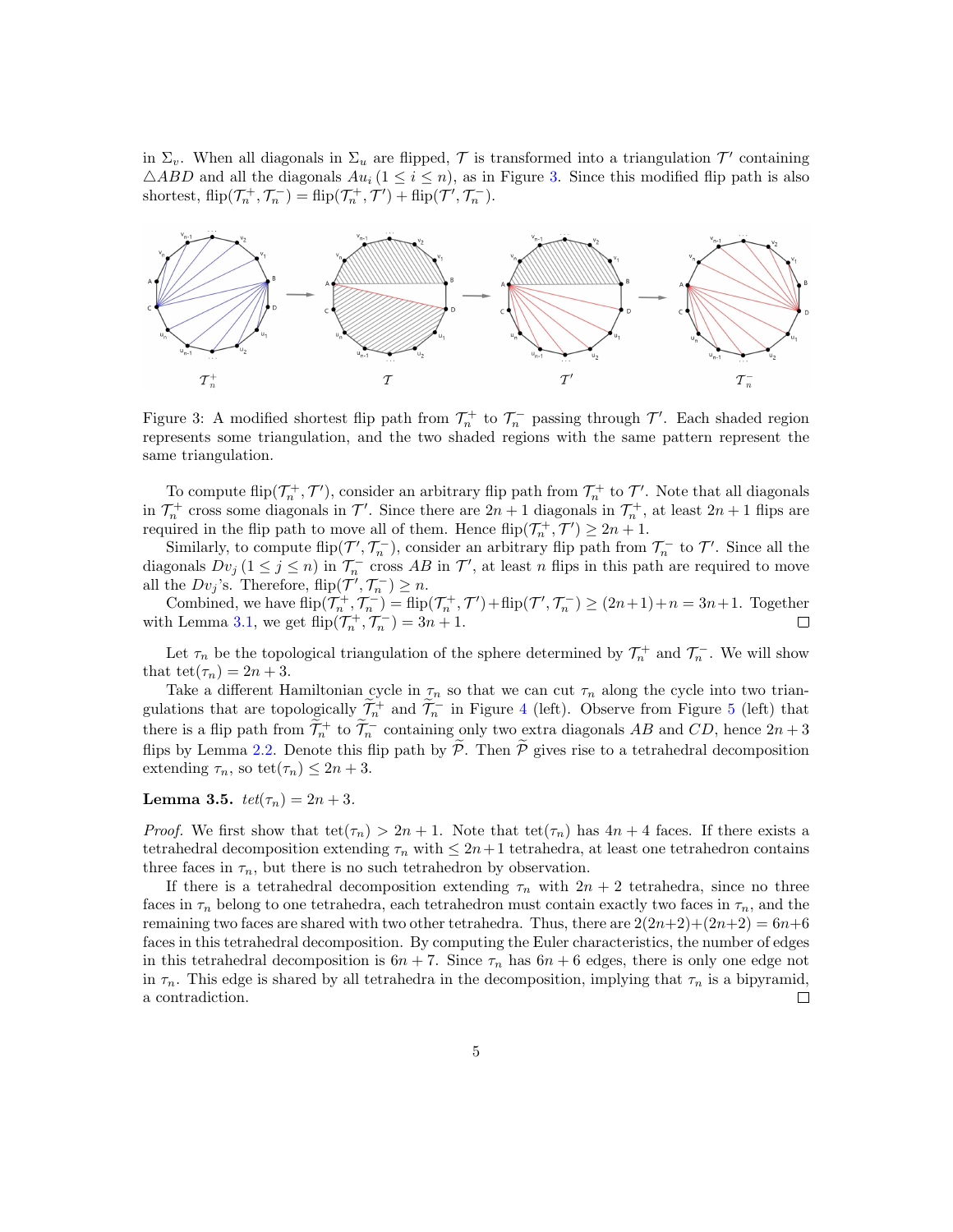in $\Sigma_v$. When all diagonals in $\Sigma_u$ are flipped, $\mathcal{T}$ is transformed into a triangulation $\mathcal{T}'$ containing $\triangle ABD$ and all the diagonals $Au_i$ $(1 \le i \le n)$, as in Figure 3. Since this modified flip path is also shortest, $\text{flip}(\mathcal{T}_n^+, \mathcal{T}_n^-) = \text{flip}(\mathcal{T}_n^+, \mathcal{T}') + \text{flip}(\mathcal{T}', \mathcal{T}_n^-)$.

Figure 3: A modified shortest flip path from $\mathcal{T}_n^+$ to $\mathcal{T}_n^-$ passing through $\mathcal{T}'$. Each shaded region represents some triangulation, and the two shaded regions with the same pattern represent the same triangulation.

To compute $\text{flip}(\mathcal{T}_n^+, \mathcal{T}')$, consider an arbitrary flip path from $\mathcal{T}_n^+$ to $\mathcal{T}'$. Note that all diagonals in $\mathcal{T}_n^+$ cross some diagonals in $\mathcal{T}'$. Since there are $2n+1$ diagonals in $\mathcal{T}_n^+$, at least $2n+1$ flips are required in the flip path to move all of them. Hence $\text{flip}(\mathcal{T}_n^+, \mathcal{T}') \ge 2n+1$.

Similarly, to compute $\text{flip}(\mathcal{T}', \mathcal{T}_n^-)$, consider an arbitrary flip path from $\mathcal{T}_n^-$ to $\mathcal{T}'$. Since all the diagonals $Dv_j$ $(1 \le j \le n)$ in $\mathcal{T}_n^-$ cross $AB$ in $\mathcal{T}'$, at least $n$ flips in this path are required to move all the $Dv_j$'s. Therefore, $\text{flip}(\mathcal{T}', \mathcal{T}_n^-) \ge n$.

Combined, we have $\text{flip}(\mathcal{T}_n^+, \mathcal{T}_n^-) = \text{flip}(\mathcal{T}_n^+, \mathcal{T}') + \text{flip}(\mathcal{T}', \mathcal{T}_n^-) \ge (2n+1) + n = 3n+1$. Together with Lemma 3.1, we get $\text{flip}(\mathcal{T}_n^+, \mathcal{T}_n^-) = 3n+1$. □

Let $\tau_n$ be the topological triangulation of the sphere determined by $\mathcal{T}_n^+$ and $\mathcal{T}_n^-$. We will show that $\text{tet}(\tau_n) = 2n+3$.

Take a different Hamiltonian cycle in $\tau_n$ so that we can cut $\tau_n$ along the cycle into two triangulations that are topologically $\widetilde{\mathcal{T}}_n^+$ and $\widetilde{\mathcal{T}}_n^-$ in Figure 4 (left). Observe from Figure 5 (left) that there is a flip path from $\widetilde{\mathcal{T}}_n^+$ to $\widetilde{\mathcal{T}}_n^-$ containing only two extra diagonals $AB$ and $CD$, hence $2n+3$ flips by Lemma 2.2. Denote this flip path by $\widetilde{\mathcal{P}}$. Then $\widetilde{\mathcal{P}}$ gives rise to a tetrahedral decomposition extending $\tau_n$, so $\text{tet}(\tau_n) \le 2n+3$.

**Lemma 3.5.** *$tet(\tau_n) = 2n+3$.*

*Proof.* We first show that $\text{tet}(\tau_n) > 2n+1$. Note that $\text{tet}(\tau_n)$ has $4n+4$ faces. If there exists a tetrahedral decomposition extending $\tau_n$ with $\le 2n+1$ tetrahedra, at least one tetrahedron contains three faces in $\tau_n$, but there is no such tetrahedron by observation.

If there is a tetrahedral decomposition extending $\tau_n$ with $2n+2$ tetrahedra, since no three faces in $\tau_n$ belong to one tetrahedra, each tetrahedron must contain exactly two faces in $\tau_n$, and the remaining two faces are shared with two other tetrahedra. Thus, there are $2(2n+2)+(2n+2) = 6n+6$ faces in this tetrahedral decomposition. By computing the Euler characteristics, the number of edges in this tetrahedral decomposition is $6n+7$. Since $\tau_n$ has $6n+6$ edges, there is only one edge not in $\tau_n$. This edge is shared by all tetrahedra in the decomposition, implying that $\tau_n$ is a bipyramid, a contradiction. □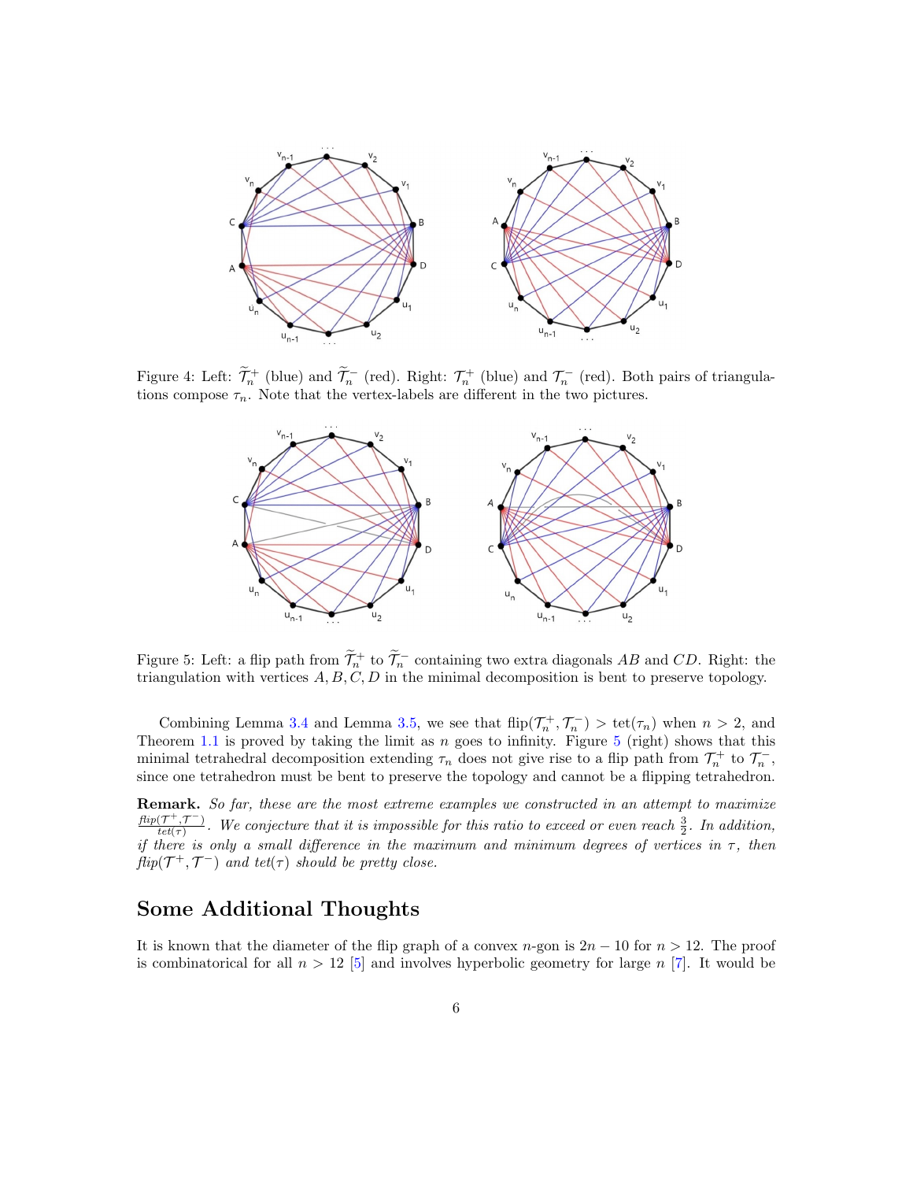Figure 4: Left: $\widetilde{\mathcal{T}}_n^+$ (blue) and $\widetilde{\mathcal{T}}_n^-$ (red). Right: $\mathcal{T}_n^+$ (blue) and $\mathcal{T}_n^-$ (red). Both pairs of triangulations compose $\tau_n$. Note that the vertex-labels are different in the two pictures.

Figure 5: Left: a flip path from $\widetilde{\mathcal{T}}_n^+$ to $\widetilde{\mathcal{T}}_n^-$ containing two extra diagonals $AB$ and $CD$. Right: the triangulation with vertices $A, B, C, D$ in the minimal decomposition is bent to preserve topology.

Combining Lemma 3.4 and Lemma 3.5, we see that $\text{flip}(\mathcal{T}_n^+, \mathcal{T}_n^-) > \text{tet}(\tau_n)$ when $n > 2$, and Theorem 1.1 is proved by taking the limit as $n$ goes to infinity. Figure 5 (right) shows that this minimal tetrahedral decomposition extending $\tau_n$ does not give rise to a flip path from $\mathcal{T}_n^+$ to $\mathcal{T}_n^-$, since one tetrahedron must be bent to preserve the topology and cannot be a flipping tetrahedron.

**Remark.** *So far, these are the most extreme examples we constructed in an attempt to maximize* $\frac{\text{flip}(\mathcal{T}^+, \mathcal{T}^-)}{\text{tet}(\tau)}$*. We conjecture that it is impossible for this ratio to exceed or even reach* $\frac{3}{2}$*. In addition, if there is only a small difference in the maximum and minimum degrees of vertices in* $\tau$*, then* $\text{flip}(\mathcal{T}^+, \mathcal{T}^-)$ *and* $\text{tet}(\tau)$ *should be pretty close.*

## Some Additional Thoughts

It is known that the diameter of the flip graph of a convex $n$-gon is $2n - 10$ for $n > 12$. The proof is combinatorical for all $n > 12$ [5] and involves hyperbolic geometry for large $n$ [7]. It would be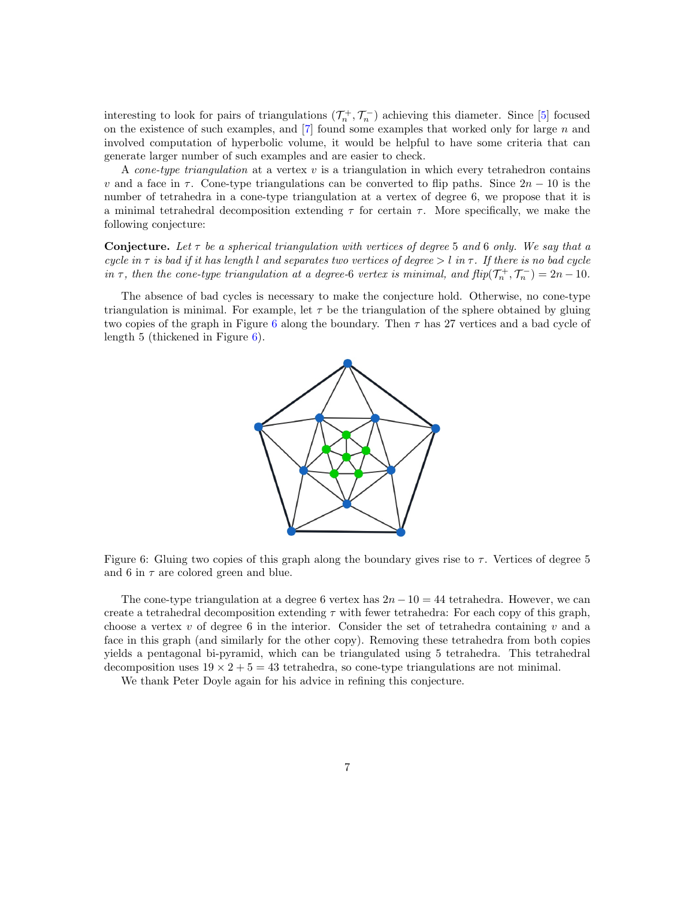interesting to look for pairs of triangulations $(\mathcal{T}_n^+, \mathcal{T}_n^-)$ achieving this diameter. Since [5] focused on the existence of such examples, and [7] found some examples that worked only for large $n$ and involved computation of hyperbolic volume, it would be helpful to have some criteria that can generate larger number of such examples and are easier to check.

A *cone-type triangulation* at a vertex $v$ is a triangulation in which every tetrahedron contains $v$ and a face in $\tau$. Cone-type triangulations can be converted to flip paths. Since $2n - 10$ is the number of tetrahedra in a cone-type triangulation at a vertex of degree 6, we propose that it is a minimal tetrahedral decomposition extending $\tau$ for certain $\tau$. More specifically, we make the following conjecture:

**Conjecture.** *Let $\tau$ be a spherical triangulation with vertices of degree 5 and 6 only. We say that a cycle in $\tau$ is bad if it has length $l$ and separates two vertices of degree $> l$ in $\tau$. If there is no bad cycle in $\tau$, then the cone-type triangulation at a degree-6 vertex is minimal, and flip$(\mathcal{T}_n^+, \mathcal{T}_n^-) = 2n - 10$.*

The absence of bad cycles is necessary to make the conjecture hold. Otherwise, no cone-type triangulation is minimal. For example, let $\tau$ be the triangulation of the sphere obtained by gluing two copies of the graph in Figure 6 along the boundary. Then $\tau$ has 27 vertices and a bad cycle of length 5 (thickened in Figure 6).

Figure 6: Gluing two copies of this graph along the boundary gives rise to $\tau$. Vertices of degree 5 and 6 in $\tau$ are colored green and blue.

The cone-type triangulation at a degree 6 vertex has $2n - 10 = 44$ tetrahedra. However, we can create a tetrahedral decomposition extending $\tau$ with fewer tetrahedra: For each copy of this graph, choose a vertex $v$ of degree 6 in the interior. Consider the set of tetrahedra containing $v$ and a face in this graph (and similarly for the other copy). Removing these tetrahedra from both copies yields a pentagonal bi-pyramid, which can be triangulated using 5 tetrahedra. This tetrahedral decomposition uses $19 \times 2 + 5 = 43$ tetrahedra, so cone-type triangulations are not minimal.

We thank Peter Doyle again for his advice in refining this conjecture.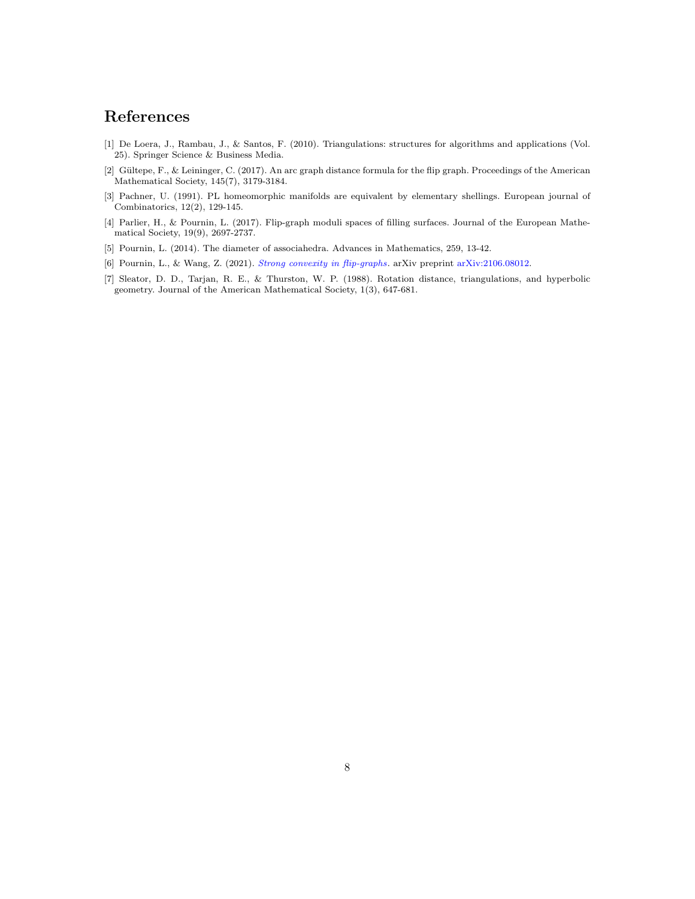# References

[1] De Loera, J., Rambau, J., & Santos, F. (2010). Triangulations: structures for algorithms and applications (Vol. 25). Springer Science & Business Media.

[2] Gültepe, F., & Leininger, C. (2017). An arc graph distance formula for the flip graph. Proceedings of the American Mathematical Society, 145(7), 3179-3184.

[3] Pachner, U. (1991). PL homeomorphic manifolds are equivalent by elementary shellings. European journal of Combinatorics, 12(2), 129-145.

[4] Parlier, H., & Pournin, L. (2017). Flip-graph moduli spaces of filling surfaces. Journal of the European Mathematical Society, 19(9), 2697-2737.

[5] Pournin, L. (2014). The diameter of associahedra. Advances in Mathematics, 259, 13-42.

[6] Pournin, L., & Wang, Z. (2021). *Strong convexity in flip-graphs*. arXiv preprint arXiv:2106.08012.

[7] Sleator, D. D., Tarjan, R. E., & Thurston, W. P. (1988). Rotation distance, triangulations, and hyperbolic geometry. Journal of the American Mathematical Society, 1(3), 647-681.